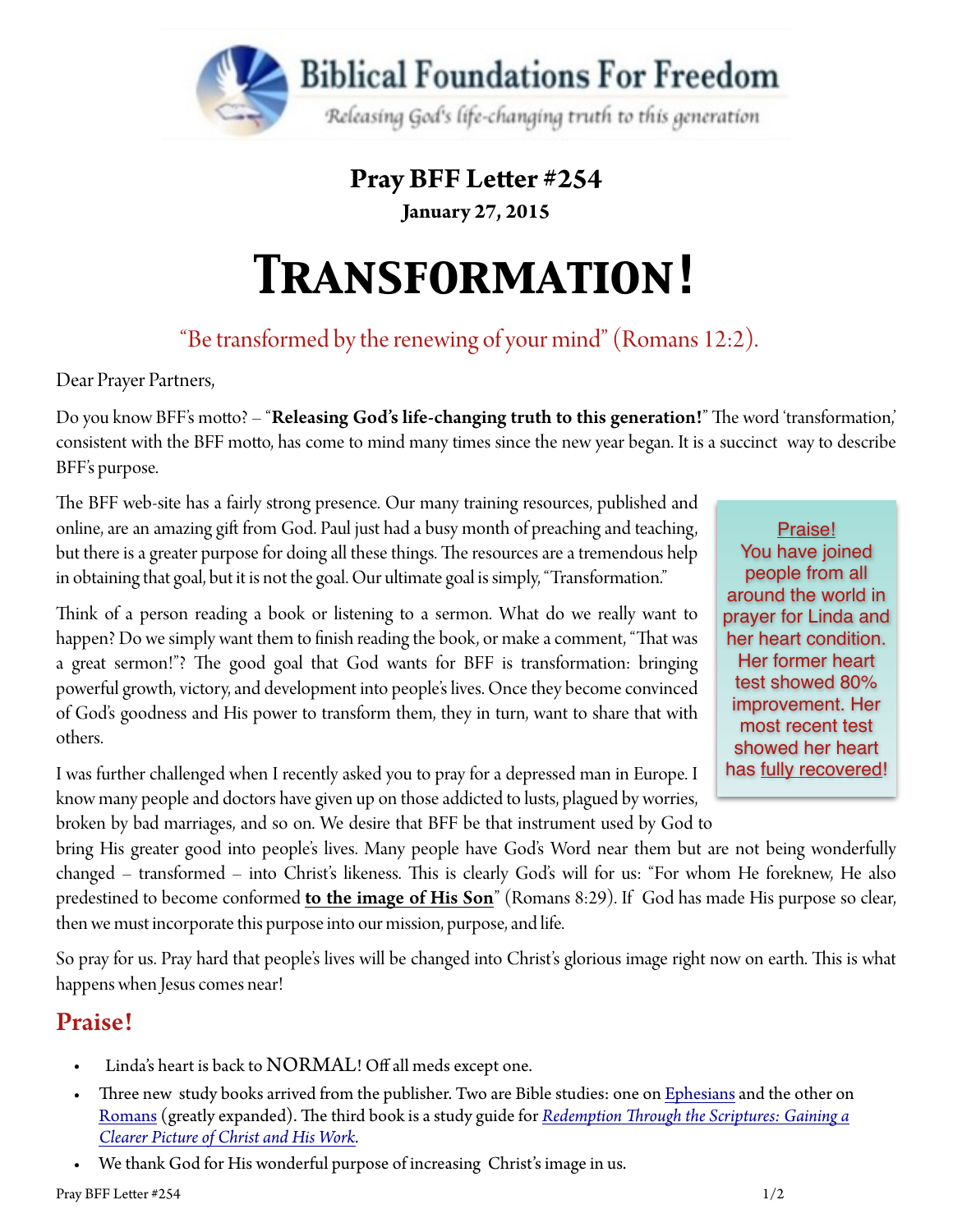**Biblical Foundations For Freedom**

*Releasing God's life-changing truth to this generation*

## Pray BFF Letter #254

**January 27, 2015**

# Transformation!

"Be transformed by the renewing of your mind" (Romans 12:2).

Dear Prayer Partners,

Do you know BFF's motto? – "**Releasing God's life-changing truth to this generation!**" The word 'transformation,' consistent with the BFF motto, has come to mind many times since the new year began. It is a succinct way to describe BFF's purpose.

The BFF web-site has a fairly strong presence. Our many training resources, published and online, are an amazing gift from God. Paul just had a busy month of preaching and teaching, but there is a greater purpose for doing all these things. The resources are a tremendous help in obtaining that goal, but it is not the goal. Our ultimate goal is simply, "Transformation."

Think of a person reading a book or listening to a sermon. What do we really want to happen? Do we simply want them to finish reading the book, or make a comment, "That was a great sermon!"? The good goal that God wants for BFF is transformation: bringing powerful growth, victory, and development into people's lives. Once they become convinced of God's goodness and His power to transform them, they in turn, want to share that with others.

> Praise!
> You have joined people from all around the world in prayer for Linda and her heart condition. Her former heart test showed 80% improvement. Her most recent test showed her heart has fully recovered!

I was further challenged when I recently asked you to pray for a depressed man in Europe. I know many people and doctors have given up on those addicted to lusts, plagued by worries, broken by bad marriages, and so on. We desire that BFF be that instrument used by God to bring His greater good into people's lives. Many people have God's Word near them but are not being wonderfully changed – transformed – into Christ's likeness. This is clearly God's will for us: "For whom He foreknew, He also predestined to become conformed **to the image of His Son**" (Romans 8:29). If God has made His purpose so clear, then we must incorporate this purpose into our mission, purpose, and life.

So pray for us. Pray hard that people's lives will be changed into Christ's glorious image right now on earth. This is what happens when Jesus comes near!

## Praise!

- Linda's heart is back to NORMAL! Off all meds except one.
- Three new study books arrived from the publisher. Two are Bible studies: one on Ephesians and the other on Romans (greatly expanded). The third book is a study guide for *Redemption Through the Scriptures: Gaining a Clearer Picture of Christ and His Work*.
- We thank God for His wonderful purpose of increasing Christ's image in us.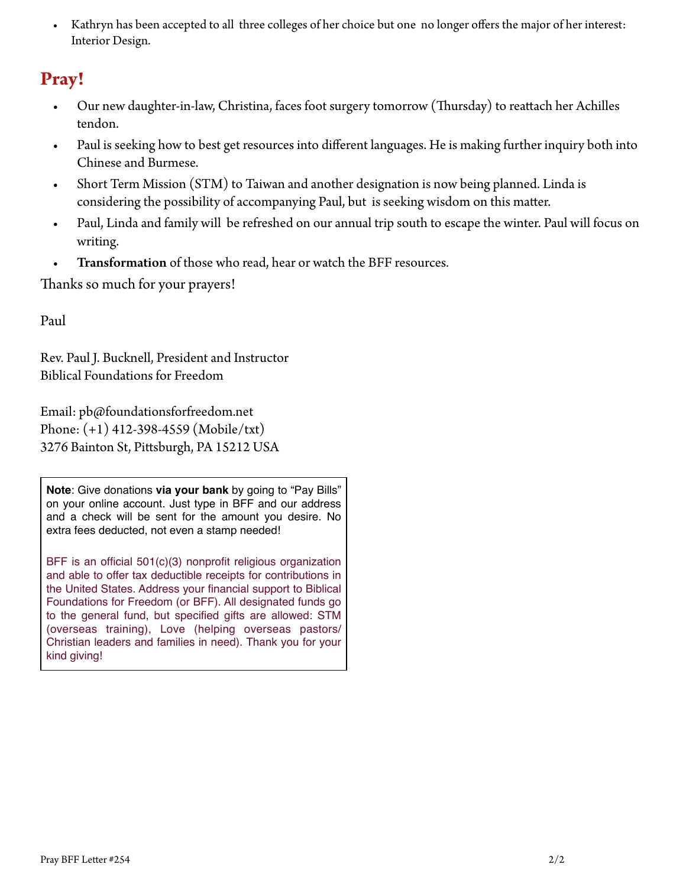- Kathryn has been accepted to all three colleges of her choice but one no longer offers the major of her interest: Interior Design.

## Pray!

- Our new daughter-in-law, Christina, faces foot surgery tomorrow (Thursday) to reattach her Achilles tendon.
- Paul is seeking how to best get resources into different languages. He is making further inquiry both into Chinese and Burmese.
- Short Term Mission (STM) to Taiwan and another designation is now being planned. Linda is considering the possibility of accompanying Paul, but is seeking wisdom on this matter.
- Paul, Linda and family will be refreshed on our annual trip south to escape the winter. Paul will focus on writing.
- **Transformation** of those who read, hear or watch the BFF resources.

Thanks so much for your prayers!

Paul

Rev. Paul J. Bucknell, President and Instructor
Biblical Foundations for Freedom

Email: pb@foundationsforfreedom.net
Phone: (+1) 412-398-4559 (Mobile/txt)
3276 Bainton St, Pittsburgh, PA 15212 USA

**Note**: Give donations **via your bank** by going to "Pay Bills" on your online account. Just type in BFF and our address and a check will be sent for the amount you desire. No extra fees deducted, not even a stamp needed!

BFF is an official 501(c)(3) nonprofit religious organization and able to offer tax deductible receipts for contributions in the United States. Address your financial support to Biblical Foundations for Freedom (or BFF). All designated funds go to the general fund, but specified gifts are allowed: STM (overseas training), Love (helping overseas pastors/ Christian leaders and families in need). Thank you for your kind giving!